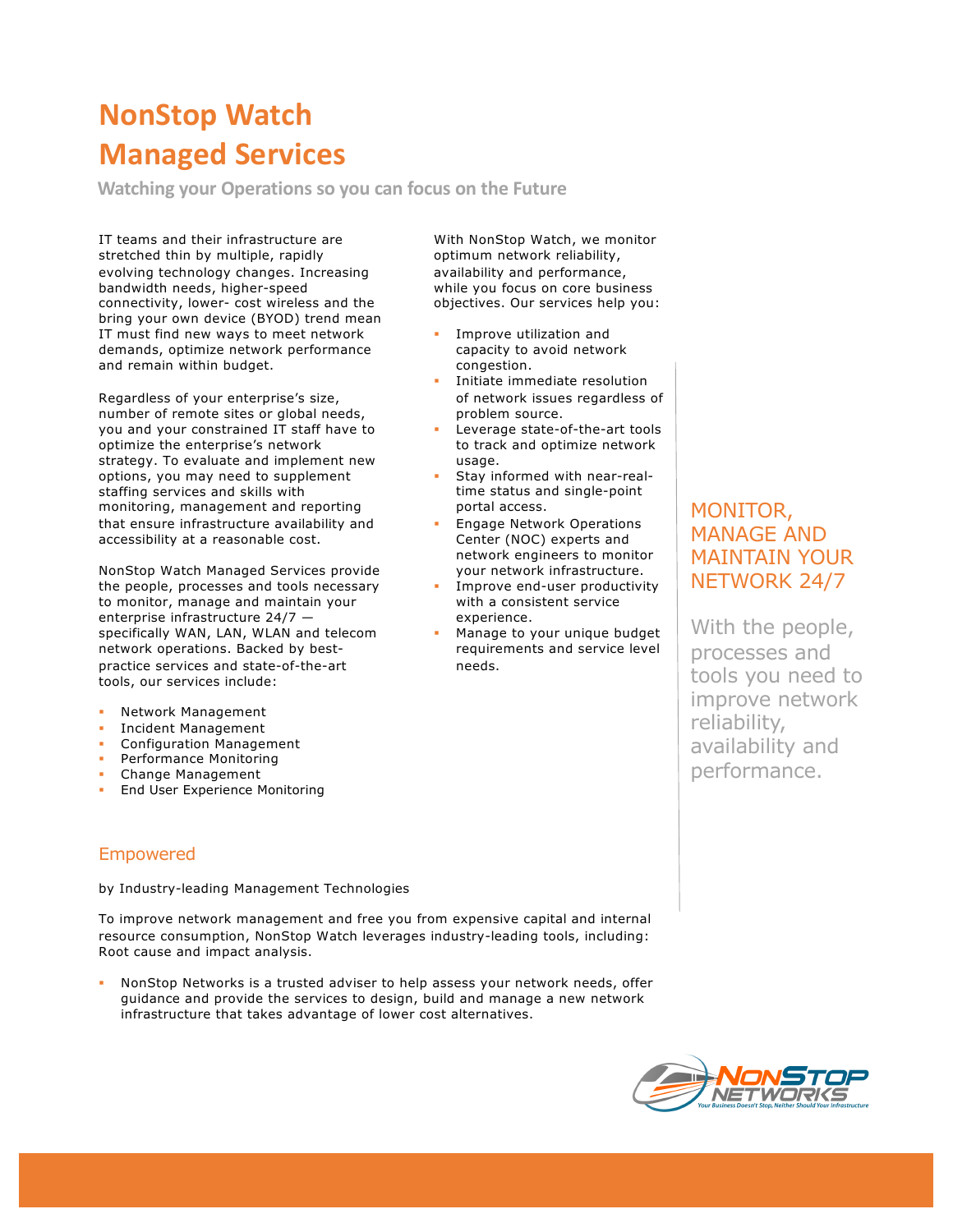// Flat chain-of-thought: Page 1 of the NonStop Watch Managed Services flyer, transcribed with the two body columns merged, the callout placed after them, and the logo omitted.

# NonStop Watch Managed Services

**Watching your Operations so you can focus on the Future**

IT teams and their infrastructure are stretched thin by multiple, rapidly evolving technology changes. Increasing bandwidth needs, higher-speed connectivity, lower- cost wireless and the bring your own device (BYOD) trend mean IT must find new ways to meet network demands, optimize network performance and remain within budget.

Regardless of your enterprise's size, number of remote sites or global needs, you and your constrained IT staff have to optimize the enterprise's network strategy. To evaluate and implement new options, you may need to supplement staffing services and skills with monitoring, management and reporting that ensure infrastructure availability and accessibility at a reasonable cost.

NonStop Watch Managed Services provide the people, processes and tools necessary to monitor, manage and maintain your enterprise infrastructure 24/7 — specifically WAN, LAN, WLAN and telecom network operations. Backed by best-practice services and state-of-the-art tools, our services include:

- Network Management
- Incident Management
- Configuration Management
- Performance Monitoring
- Change Management
- End User Experience Monitoring

With NonStop Watch, we monitor optimum network reliability, availability and performance, while you focus on core business objectives. Our services help you:

- Improve utilization and capacity to avoid network congestion.
- Initiate immediate resolution of network issues regardless of problem source.
- Leverage state-of-the-art tools to track and optimize network usage.
- Stay informed with near-real-time status and single-point portal access.
- Engage Network Operations Center (NOC) experts and network engineers to monitor your network infrastructure.
- Improve end-user productivity with a consistent service experience.
- Manage to your unique budget requirements and service level needs.

## MONITOR, MANAGE AND MAINTAIN YOUR NETWORK 24/7

With the people, processes and tools you need to improve network reliability, availability and performance.

## Empowered

by Industry-leading Management Technologies

To improve network management and free you from expensive capital and internal resource consumption, NonStop Watch leverages industry-leading tools, including: Root cause and impact analysis.

- NonStop Networks is a trusted adviser to help assess your network needs, offer guidance and provide the services to design, build and manage a new network infrastructure that takes advantage of lower cost alternatives.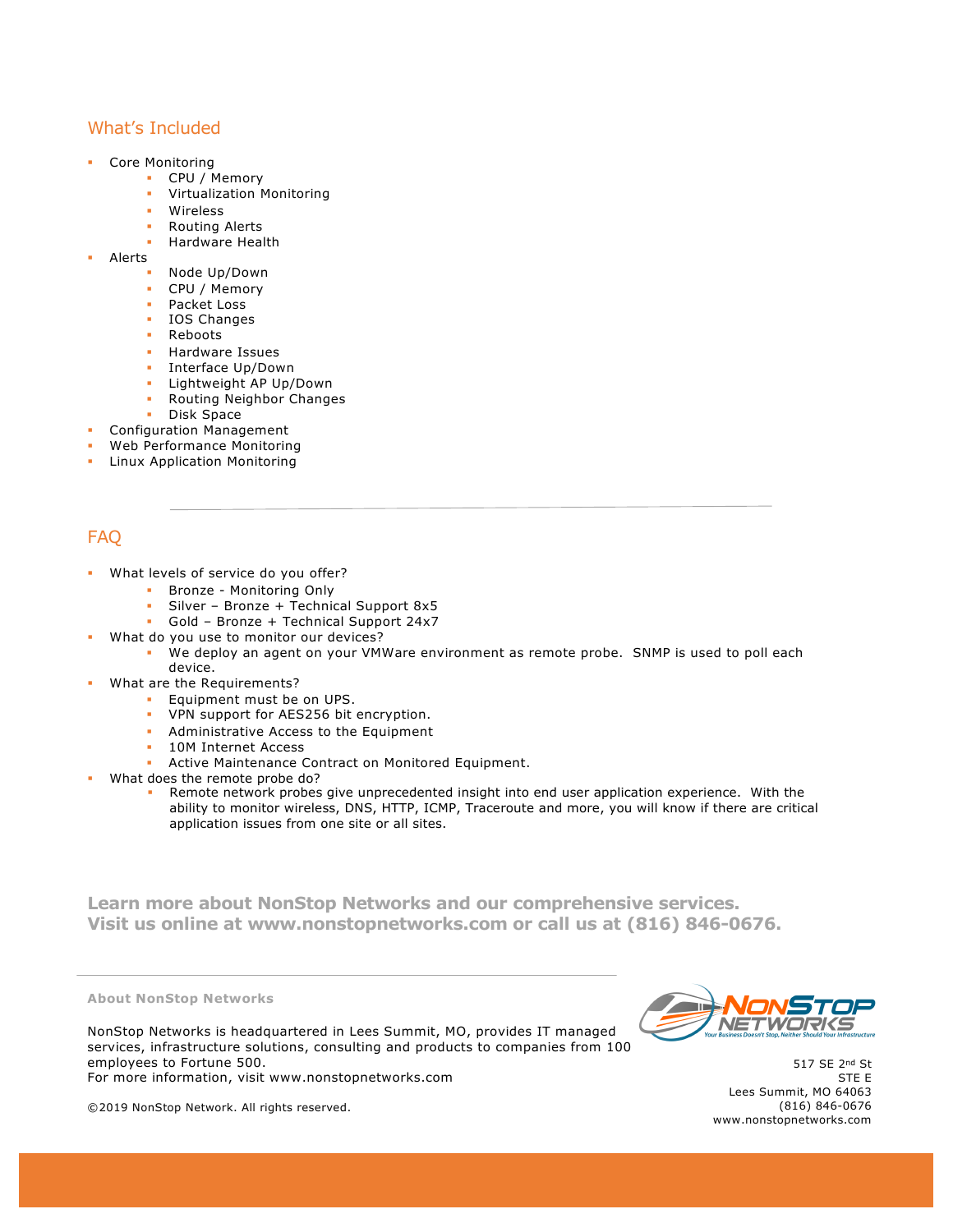## What's Included

- Core Monitoring
  - CPU / Memory
  - Virtualization Monitoring
  - Wireless
  - Routing Alerts
  - Hardware Health
- Alerts
  - Node Up/Down
  - CPU / Memory
  - Packet Loss
  - IOS Changes
  - Reboots
  - Hardware Issues
  - Interface Up/Down
  - Lightweight AP Up/Down
  - Routing Neighbor Changes
  - Disk Space
- Configuration Management
- Web Performance Monitoring
- Linux Application Monitoring

---

## FAQ

- What levels of service do you offer?
  - Bronze - Monitoring Only
  - Silver – Bronze + Technical Support 8x5
  - Gold – Bronze + Technical Support 24x7
- What do you use to monitor our devices?
  - We deploy an agent on your VMWare environment as remote probe. SNMP is used to poll each device.
- What are the Requirements?
  - Equipment must be on UPS.
  - VPN support for AES256 bit encryption.
  - Administrative Access to the Equipment
  - 10M Internet Access
  - Active Maintenance Contract on Monitored Equipment.
- What does the remote probe do?
  - Remote network probes give unprecedented insight into end user application experience. With the ability to monitor wireless, DNS, HTTP, ICMP, Traceroute and more, you will know if there are critical application issues from one site or all sites.

**Learn more about NonStop Networks and our comprehensive services.**
**Visit us online at www.nonstopnetworks.com or call us at (816) 846-0676.**

---

**About NonStop Networks**

NonStop Networks is headquartered in Lees Summit, MO, provides IT managed services, infrastructure solutions, consulting and products to companies from 100 employees to Fortune 500.
For more information, visit www.nonstopnetworks.com

©2019 NonStop Network. All rights reserved.

NONSTOP NETWORKS
Your Business Doesn't Stop, Neither Should Your Infrastructure

517 SE 2nd St
STE E
Lees Summit, MO 64063
(816) 846-0676
www.nonstopnetworks.com